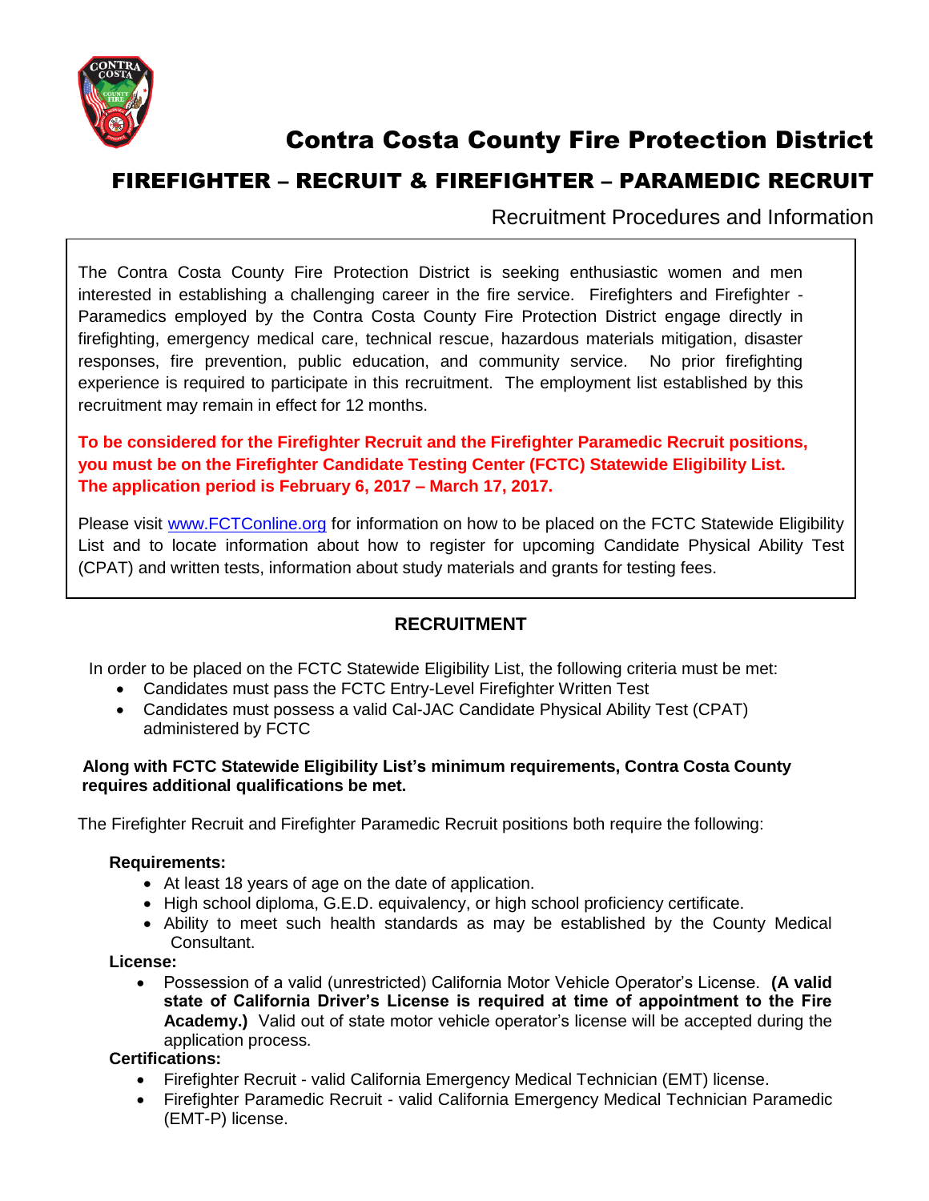# Contra Costa County Fire Protection District

## FIREFIGHTER – RECRUIT & FIREFIGHTER – PARAMEDIC RECRUIT

Recruitment Procedures and Information

The Contra Costa County Fire Protection District is seeking enthusiastic women and men interested in establishing a challenging career in the fire service. Firefighters and Firefighter - Paramedics employed by the Contra Costa County Fire Protection District engage directly in firefighting, emergency medical care, technical rescue, hazardous materials mitigation, disaster responses, fire prevention, public education, and community service. No prior firefighting experience is required to participate in this recruitment. The employment list established by this recruitment may remain in effect for 12 months.

**To be considered for the Firefighter Recruit and the Firefighter Paramedic Recruit positions, you must be on the Firefighter Candidate Testing Center (FCTC) Statewide Eligibility List. The application period is February 6, 2017 – March 17, 2017.**

Please visit [www.FCTConline.org](www.FCTConline.org) for information on how to be placed on the FCTC Statewide Eligibility List and to locate information about how to register for upcoming Candidate Physical Ability Test (CPAT) and written tests, information about study materials and grants for testing fees.

## RECRUITMENT

In order to be placed on the FCTC Statewide Eligibility List, the following criteria must be met:

- Candidates must pass the FCTC Entry-Level Firefighter Written Test
- Candidates must possess a valid Cal-JAC Candidate Physical Ability Test (CPAT) administered by FCTC

**Along with FCTC Statewide Eligibility List's minimum requirements, Contra Costa County requires additional qualifications be met.**

The Firefighter Recruit and Firefighter Paramedic Recruit positions both require the following:

**Requirements:**

- At least 18 years of age on the date of application.
- High school diploma, G.E.D. equivalency, or high school proficiency certificate.
- Ability to meet such health standards as may be established by the County Medical Consultant.

**License:**

- Possession of a valid (unrestricted) California Motor Vehicle Operator's License. **(A valid state of California Driver's License is required at time of appointment to the Fire Academy.)** Valid out of state motor vehicle operator's license will be accepted during the application process.

**Certifications:**

- Firefighter Recruit - valid California Emergency Medical Technician (EMT) license.
- Firefighter Paramedic Recruit - valid California Emergency Medical Technician Paramedic (EMT-P) license.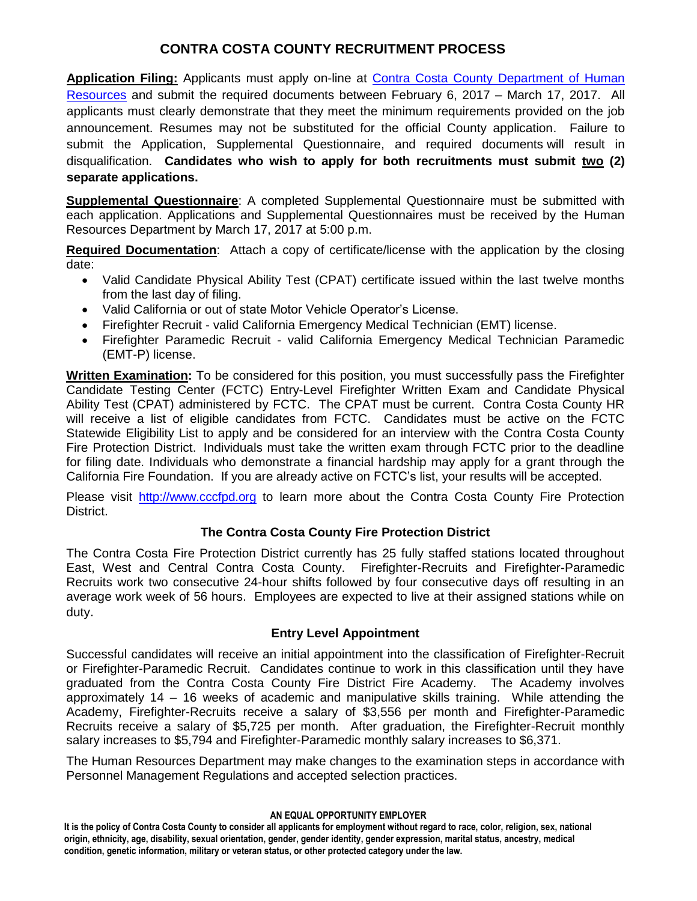# CONTRA COSTA COUNTY RECRUITMENT PROCESS

**Application Filing:** Applicants must apply on-line at Contra Costa County Department of Human Resources and submit the required documents between February 6, 2017 – March 17, 2017. All applicants must clearly demonstrate that they meet the minimum requirements provided on the job announcement. Resumes may not be substituted for the official County application. Failure to submit the Application, Supplemental Questionnaire, and required documents will result in disqualification. **Candidates who wish to apply for both recruitments must submit two (2) separate applications.**

**Supplemental Questionnaire**: A completed Supplemental Questionnaire must be submitted with each application. Applications and Supplemental Questionnaires must be received by the Human Resources Department by March 17, 2017 at 5:00 p.m.

**Required Documentation**: Attach a copy of certificate/license with the application by the closing date:

- Valid Candidate Physical Ability Test (CPAT) certificate issued within the last twelve months from the last day of filing.
- Valid California or out of state Motor Vehicle Operator's License.
- Firefighter Recruit - valid California Emergency Medical Technician (EMT) license.
- Firefighter Paramedic Recruit - valid California Emergency Medical Technician Paramedic (EMT-P) license.

**Written Examination:** To be considered for this position, you must successfully pass the Firefighter Candidate Testing Center (FCTC) Entry-Level Firefighter Written Exam and Candidate Physical Ability Test (CPAT) administered by FCTC. The CPAT must be current. Contra Costa County HR will receive a list of eligible candidates from FCTC. Candidates must be active on the FCTC Statewide Eligibility List to apply and be considered for an interview with the Contra Costa County Fire Protection District. Individuals must take the written exam through FCTC prior to the deadline for filing date. Individuals who demonstrate a financial hardship may apply for a grant through the California Fire Foundation. If you are already active on FCTC's list, your results will be accepted.

Please visit http://www.cccfpd.org to learn more about the Contra Costa County Fire Protection District.

## The Contra Costa County Fire Protection District

The Contra Costa Fire Protection District currently has 25 fully staffed stations located throughout East, West and Central Contra Costa County. Firefighter-Recruits and Firefighter-Paramedic Recruits work two consecutive 24-hour shifts followed by four consecutive days off resulting in an average work week of 56 hours. Employees are expected to live at their assigned stations while on duty.

## Entry Level Appointment

Successful candidates will receive an initial appointment into the classification of Firefighter-Recruit or Firefighter-Paramedic Recruit. Candidates continue to work in this classification until they have graduated from the Contra Costa County Fire District Fire Academy. The Academy involves approximately 14 – 16 weeks of academic and manipulative skills training. While attending the Academy, Firefighter-Recruits receive a salary of $3,556 per month and Firefighter-Paramedic Recruits receive a salary of $5,725 per month. After graduation, the Firefighter-Recruit monthly salary increases to $5,794 and Firefighter-Paramedic monthly salary increases to $6,371.

The Human Resources Department may make changes to the examination steps in accordance with Personnel Management Regulations and accepted selection practices.

**AN EQUAL OPPORTUNITY EMPLOYER**

**It is the policy of Contra Costa County to consider all applicants for employment without regard to race, color, religion, sex, national origin, ethnicity, age, disability, sexual orientation, gender, gender identity, gender expression, marital status, ancestry, medical condition, genetic information, military or veteran status, or other protected category under the law.**